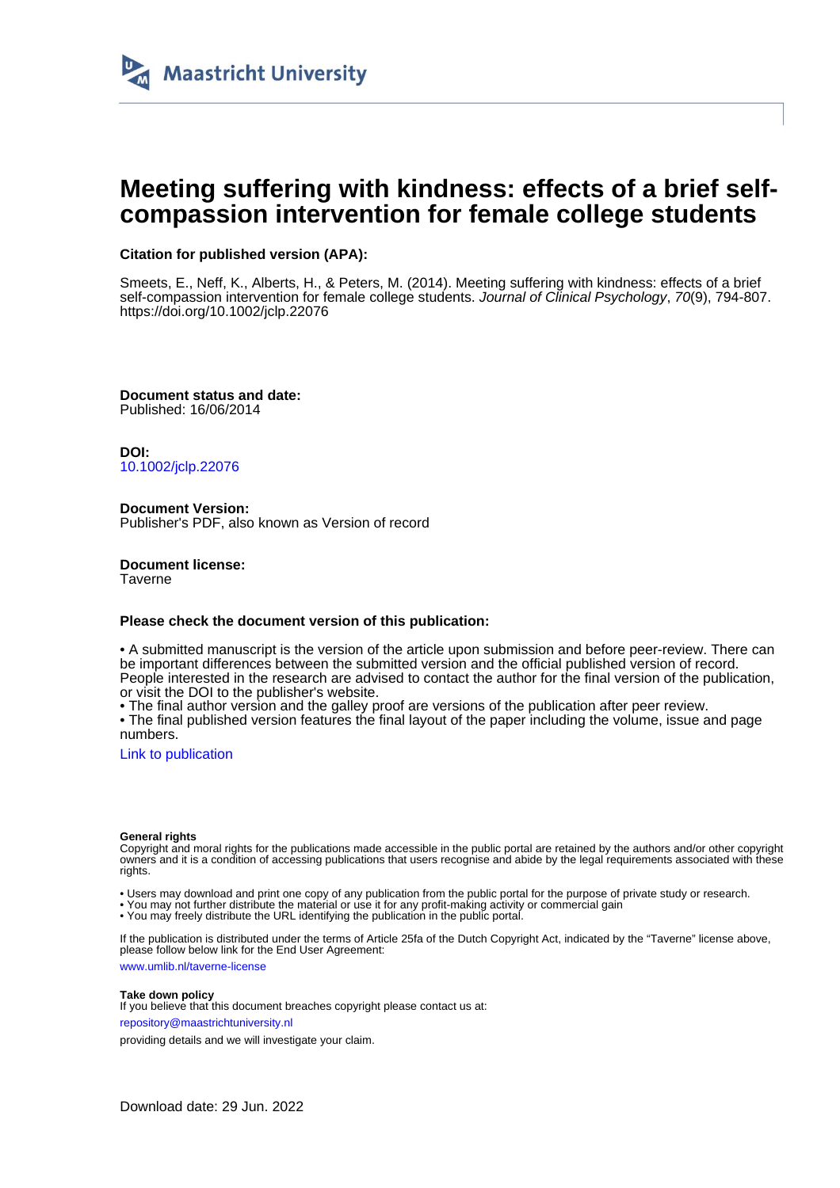Maastricht University

# Meeting suffering with kindness: effects of a brief self-compassion intervention for female college students

**Citation for published version (APA):**

Smeets, E., Neff, K., Alberts, H., & Peters, M. (2014). Meeting suffering with kindness: effects of a brief self-compassion intervention for female college students. *Journal of Clinical Psychology*, *70*(9), 794-807. https://doi.org/10.1002/jclp.22076

**Document status and date:**
Published: 16/06/2014

**DOI:**
10.1002/jclp.22076

**Document Version:**
Publisher's PDF, also known as Version of record

**Document license:**
Taverne

**Please check the document version of this publication:**

• A submitted manuscript is the version of the article upon submission and before peer-review. There can be important differences between the submitted version and the official published version of record. People interested in the research are advised to contact the author for the final version of the publication, or visit the DOI to the publisher's website.
• The final author version and the galley proof are versions of the publication after peer review.
• The final published version features the final layout of the paper including the volume, issue and page numbers.

Link to publication

**General rights**
Copyright and moral rights for the publications made accessible in the public portal are retained by the authors and/or other copyright owners and it is a condition of accessing publications that users recognise and abide by the legal requirements associated with these rights.

• Users may download and print one copy of any publication from the public portal for the purpose of private study or research.
• You may not further distribute the material or use it for any profit-making activity or commercial gain
• You may freely distribute the URL identifying the publication in the public portal.

If the publication is distributed under the terms of Article 25fa of the Dutch Copyright Act, indicated by the "Taverne" license above, please follow below link for the End User Agreement:

www.umlib.nl/taverne-license

**Take down policy**
If you believe that this document breaches copyright please contact us at:

repository@maastrichtuniversity.nl

providing details and we will investigate your claim.

Download date: 29 Jun. 2022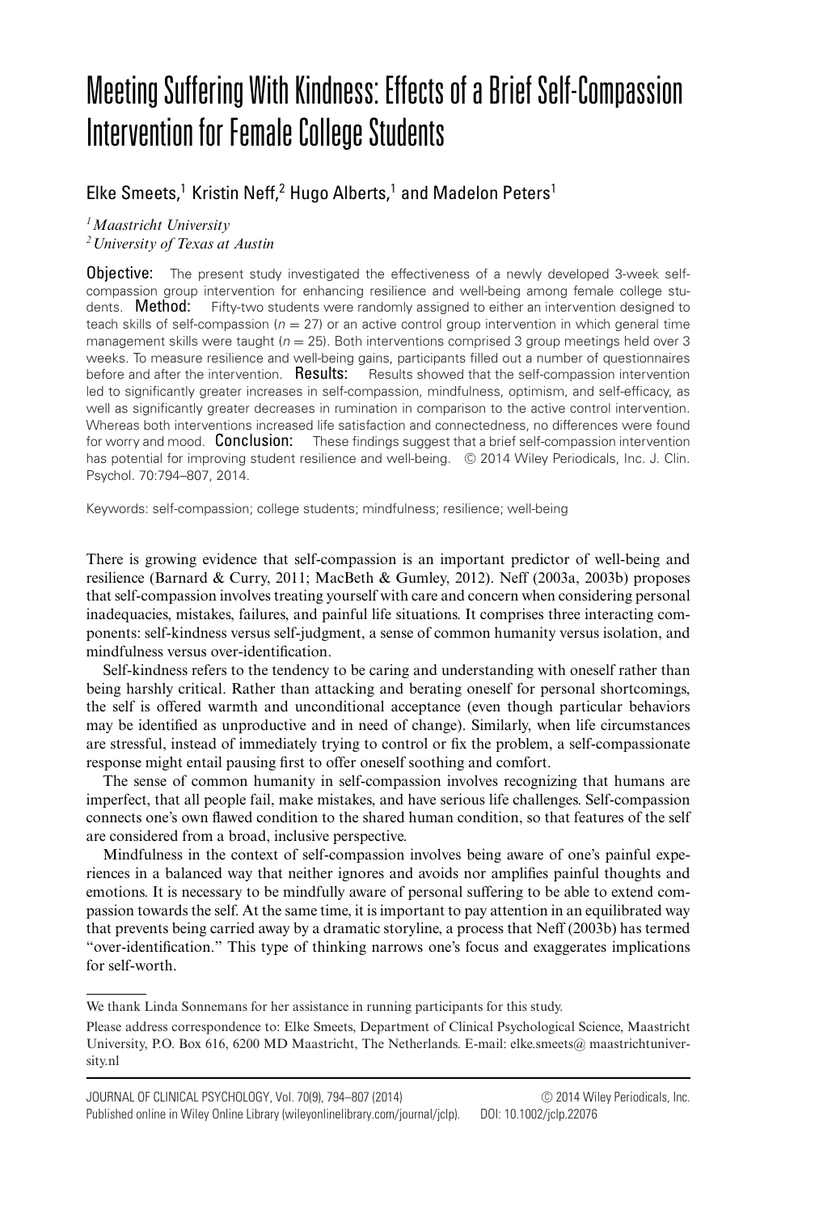# Meeting Suffering With Kindness: Effects of a Brief Self-Compassion Intervention for Female College Students

Elke Smeets,[1] Kristin Neff,[2] Hugo Alberts,[1] and Madelon Peters[1]

[1] *Maastricht University*

[2] *University of Texas at Austin*

**Objective:** The present study investigated the effectiveness of a newly developed 3-week self-compassion group intervention for enhancing resilience and well-being among female college students. **Method:** Fifty-two students were randomly assigned to either an intervention designed to teach skills of self-compassion ($n = 27$) or an active control group intervention in which general time management skills were taught ($n = 25$). Both interventions comprised 3 group meetings held over 3 weeks. To measure resilience and well-being gains, participants filled out a number of questionnaires before and after the intervention. **Results:** Results showed that the self-compassion intervention led to significantly greater increases in self-compassion, mindfulness, optimism, and self-efficacy, as well as significantly greater decreases in rumination in comparison to the active control intervention. Whereas both interventions increased life satisfaction and connectedness, no differences were found for worry and mood. **Conclusion:** These findings suggest that a brief self-compassion intervention has potential for improving student resilience and well-being. © 2014 Wiley Periodicals, Inc. J. Clin. Psychol. 70:794–807, 2014.

Keywords: self-compassion; college students; mindfulness; resilience; well-being

There is growing evidence that self-compassion is an important predictor of well-being and resilience (Barnard & Curry, 2011; MacBeth & Gumley, 2012). Neff (2003a, 2003b) proposes that self-compassion involves treating yourself with care and concern when considering personal inadequacies, mistakes, failures, and painful life situations. It comprises three interacting components: self-kindness versus self-judgment, a sense of common humanity versus isolation, and mindfulness versus over-identification.

Self-kindness refers to the tendency to be caring and understanding with oneself rather than being harshly critical. Rather than attacking and berating oneself for personal shortcomings, the self is offered warmth and unconditional acceptance (even though particular behaviors may be identified as unproductive and in need of change). Similarly, when life circumstances are stressful, instead of immediately trying to control or fix the problem, a self-compassionate response might entail pausing first to offer oneself soothing and comfort.

The sense of common humanity in self-compassion involves recognizing that humans are imperfect, that all people fail, make mistakes, and have serious life challenges. Self-compassion connects one's own flawed condition to the shared human condition, so that features of the self are considered from a broad, inclusive perspective.

Mindfulness in the context of self-compassion involves being aware of one's painful experiences in a balanced way that neither ignores and avoids nor amplifies painful thoughts and emotions. It is necessary to be mindfully aware of personal suffering to be able to extend compassion towards the self. At the same time, it is important to pay attention in an equilibrated way that prevents being carried away by a dramatic storyline, a process that Neff (2003b) has termed "over-identification." This type of thinking narrows one's focus and exaggerates implications for self-worth.

---

We thank Linda Sonnemans for her assistance in running participants for this study.

Please address correspondence to: Elke Smeets, Department of Clinical Psychological Science, Maastricht University, P.O. Box 616, 6200 MD Maastricht, The Netherlands. E-mail: elke.smeets@ maastrichtuniversity.nl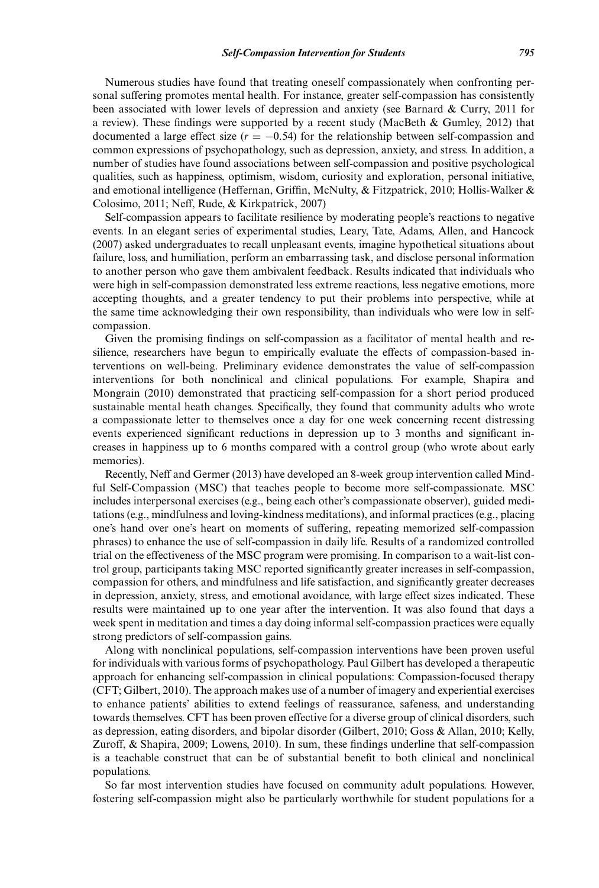Numerous studies have found that treating oneself compassionately when confronting personal suffering promotes mental health. For instance, greater self-compassion has consistently been associated with lower levels of depression and anxiety (see Barnard & Curry, 2011 for a review). These findings were supported by a recent study (MacBeth & Gumley, 2012) that documented a large effect size ($r = -0.54$) for the relationship between self-compassion and common expressions of psychopathology, such as depression, anxiety, and stress. In addition, a number of studies have found associations between self-compassion and positive psychological qualities, such as happiness, optimism, wisdom, curiosity and exploration, personal initiative, and emotional intelligence (Heffernan, Griffin, McNulty, & Fitzpatrick, 2010; Hollis-Walker & Colosimo, 2011; Neff, Rude, & Kirkpatrick, 2007)

Self-compassion appears to facilitate resilience by moderating people's reactions to negative events. In an elegant series of experimental studies, Leary, Tate, Adams, Allen, and Hancock (2007) asked undergraduates to recall unpleasant events, imagine hypothetical situations about failure, loss, and humiliation, perform an embarrassing task, and disclose personal information to another person who gave them ambivalent feedback. Results indicated that individuals who were high in self-compassion demonstrated less extreme reactions, less negative emotions, more accepting thoughts, and a greater tendency to put their problems into perspective, while at the same time acknowledging their own responsibility, than individuals who were low in self-compassion.

Given the promising findings on self-compassion as a facilitator of mental health and resilience, researchers have begun to empirically evaluate the effects of compassion-based interventions on well-being. Preliminary evidence demonstrates the value of self-compassion interventions for both nonclinical and clinical populations. For example, Shapira and Mongrain (2010) demonstrated that practicing self-compassion for a short period produced sustainable mental heath changes. Specifically, they found that community adults who wrote a compassionate letter to themselves once a day for one week concerning recent distressing events experienced significant reductions in depression up to 3 months and significant increases in happiness up to 6 months compared with a control group (who wrote about early memories).

Recently, Neff and Germer (2013) have developed an 8-week group intervention called Mindful Self-Compassion (MSC) that teaches people to become more self-compassionate. MSC includes interpersonal exercises (e.g., being each other's compassionate observer), guided meditations (e.g., mindfulness and loving-kindness meditations), and informal practices (e.g., placing one's hand over one's heart on moments of suffering, repeating memorized self-compassion phrases) to enhance the use of self-compassion in daily life. Results of a randomized controlled trial on the effectiveness of the MSC program were promising. In comparison to a wait-list control group, participants taking MSC reported significantly greater increases in self-compassion, compassion for others, and mindfulness and life satisfaction, and significantly greater decreases in depression, anxiety, stress, and emotional avoidance, with large effect sizes indicated. These results were maintained up to one year after the intervention. It was also found that days a week spent in meditation and times a day doing informal self-compassion practices were equally strong predictors of self-compassion gains.

Along with nonclinical populations, self-compassion interventions have been proven useful for individuals with various forms of psychopathology. Paul Gilbert has developed a therapeutic approach for enhancing self-compassion in clinical populations: Compassion-focused therapy (CFT; Gilbert, 2010). The approach makes use of a number of imagery and experiential exercises to enhance patients' abilities to extend feelings of reassurance, safeness, and understanding towards themselves. CFT has been proven effective for a diverse group of clinical disorders, such as depression, eating disorders, and bipolar disorder (Gilbert, 2010; Goss & Allan, 2010; Kelly, Zuroff, & Shapira, 2009; Lowens, 2010). In sum, these findings underline that self-compassion is a teachable construct that can be of substantial benefit to both clinical and nonclinical populations.

So far most intervention studies have focused on community adult populations. However, fostering self-compassion might also be particularly worthwhile for student populations for a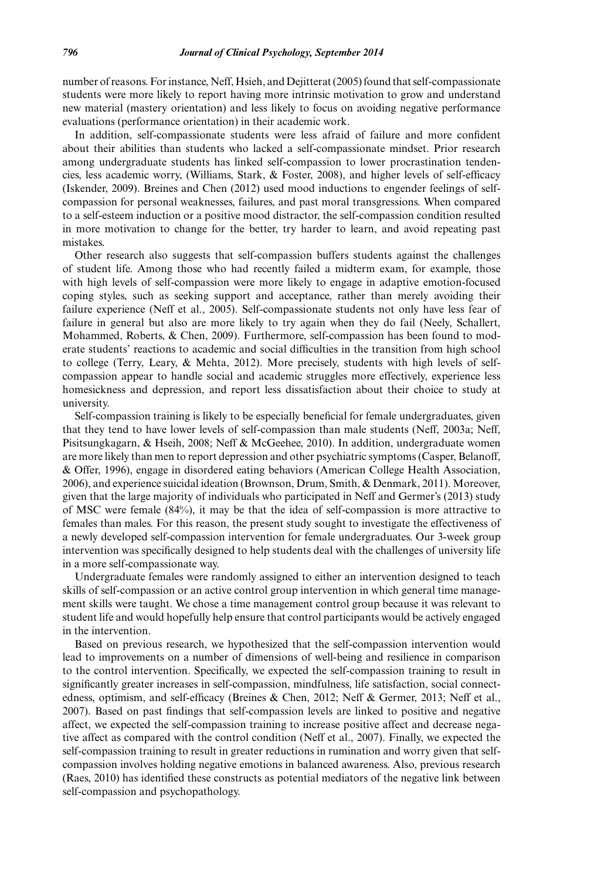number of reasons. For instance, Neff, Hsieh, and Dejitterat (2005) found that self-compassionate students were more likely to report having more intrinsic motivation to grow and understand new material (mastery orientation) and less likely to focus on avoiding negative performance evaluations (performance orientation) in their academic work.

In addition, self-compassionate students were less afraid of failure and more confident about their abilities than students who lacked a self-compassionate mindset. Prior research among undergraduate students has linked self-compassion to lower procrastination tendencies, less academic worry, (Williams, Stark, & Foster, 2008), and higher levels of self-efficacy (Iskender, 2009). Breines and Chen (2012) used mood inductions to engender feelings of self-compassion for personal weaknesses, failures, and past moral transgressions. When compared to a self-esteem induction or a positive mood distractor, the self-compassion condition resulted in more motivation to change for the better, try harder to learn, and avoid repeating past mistakes.

Other research also suggests that self-compassion buffers students against the challenges of student life. Among those who had recently failed a midterm exam, for example, those with high levels of self-compassion were more likely to engage in adaptive emotion-focused coping styles, such as seeking support and acceptance, rather than merely avoiding their failure experience (Neff et al., 2005). Self-compassionate students not only have less fear of failure in general but also are more likely to try again when they do fail (Neely, Schallert, Mohammed, Roberts, & Chen, 2009). Furthermore, self-compassion has been found to moderate students' reactions to academic and social difficulties in the transition from high school to college (Terry, Leary, & Mehta, 2012). More precisely, students with high levels of self-compassion appear to handle social and academic struggles more effectively, experience less homesickness and depression, and report less dissatisfaction about their choice to study at university.

Self-compassion training is likely to be especially beneficial for female undergraduates, given that they tend to have lower levels of self-compassion than male students (Neff, 2003a; Neff, Pisitsungkagarn, & Hseih, 2008; Neff & McGeehee, 2010). In addition, undergraduate women are more likely than men to report depression and other psychiatric symptoms (Casper, Belanoff, & Offer, 1996), engage in disordered eating behaviors (American College Health Association, 2006), and experience suicidal ideation (Brownson, Drum, Smith, & Denmark, 2011). Moreover, given that the large majority of individuals who participated in Neff and Germer's (2013) study of MSC were female (84%), it may be that the idea of self-compassion is more attractive to females than males. For this reason, the present study sought to investigate the effectiveness of a newly developed self-compassion intervention for female undergraduates. Our 3-week group intervention was specifically designed to help students deal with the challenges of university life in a more self-compassionate way.

Undergraduate females were randomly assigned to either an intervention designed to teach skills of self-compassion or an active control group intervention in which general time management skills were taught. We chose a time management control group because it was relevant to student life and would hopefully help ensure that control participants would be actively engaged in the intervention.

Based on previous research, we hypothesized that the self-compassion intervention would lead to improvements on a number of dimensions of well-being and resilience in comparison to the control intervention. Specifically, we expected the self-compassion training to result in significantly greater increases in self-compassion, mindfulness, life satisfaction, social connectedness, optimism, and self-efficacy (Breines & Chen, 2012; Neff & Germer, 2013; Neff et al., 2007). Based on past findings that self-compassion levels are linked to positive and negative affect, we expected the self-compassion training to increase positive affect and decrease negative affect as compared with the control condition (Neff et al., 2007). Finally, we expected the self-compassion training to result in greater reductions in rumination and worry given that self-compassion involves holding negative emotions in balanced awareness. Also, previous research (Raes, 2010) has identified these constructs as potential mediators of the negative link between self-compassion and psychopathology.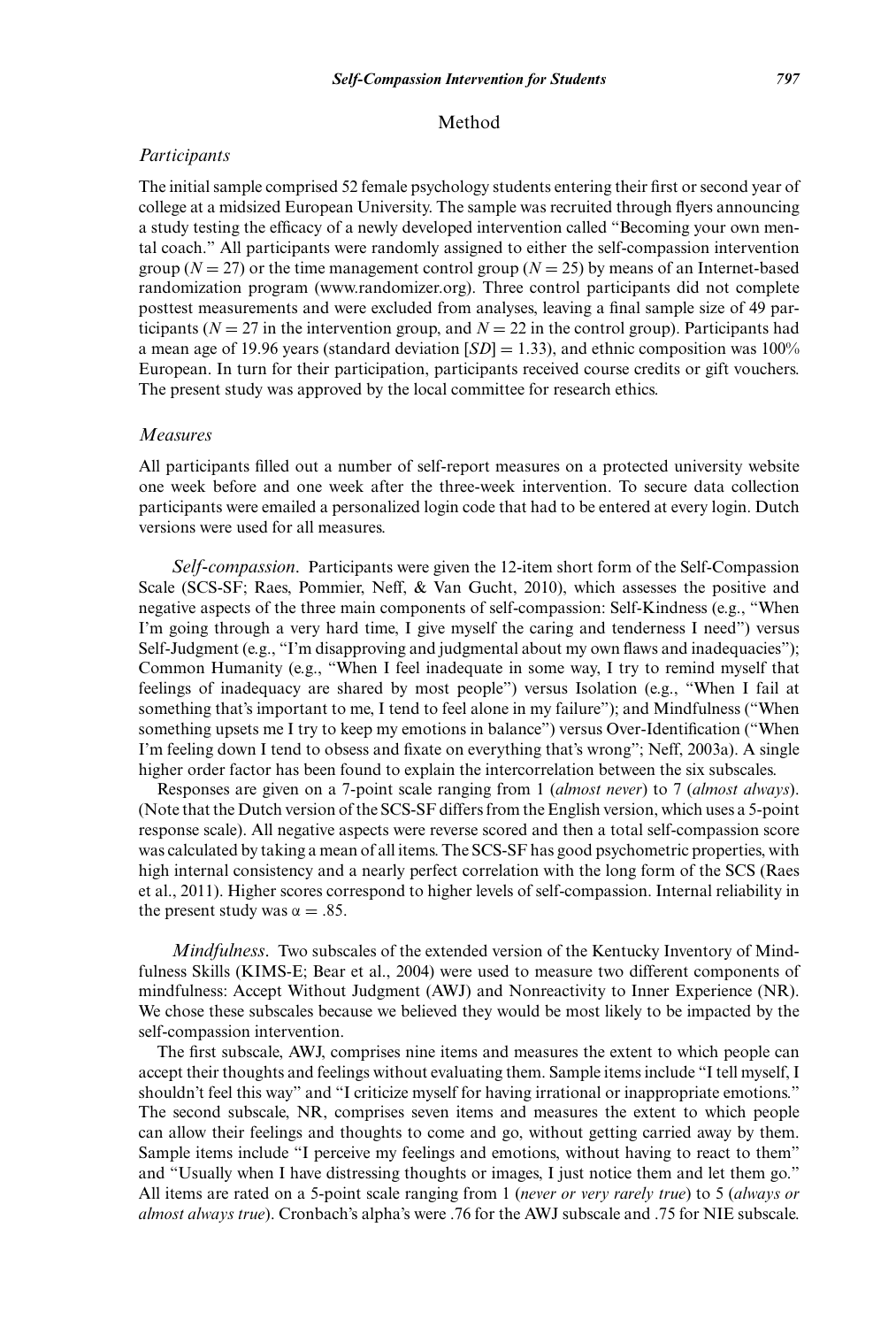## Method

### Participants

The initial sample comprised 52 female psychology students entering their first or second year of college at a midsized European University. The sample was recruited through flyers announcing a study testing the efficacy of a newly developed intervention called "Becoming your own mental coach." All participants were randomly assigned to either the self-compassion intervention group ($N = 27$) or the time management control group ($N = 25$) by means of an Internet-based randomization program (www.randomizer.org). Three control participants did not complete posttest measurements and were excluded from analyses, leaving a final sample size of 49 participants ($N = 27$ in the intervention group, and $N = 22$ in the control group). Participants had a mean age of 19.96 years (standard deviation [$SD$] = 1.33), and ethnic composition was 100% European. In turn for their participation, participants received course credits or gift vouchers. The present study was approved by the local committee for research ethics.

### Measures

All participants filled out a number of self-report measures on a protected university website one week before and one week after the three-week intervention. To secure data collection participants were emailed a personalized login code that had to be entered at every login. Dutch versions were used for all measures.

*Self-compassion*. Participants were given the 12-item short form of the Self-Compassion Scale (SCS-SF; Raes, Pommier, Neff, & Van Gucht, 2010), which assesses the positive and negative aspects of the three main components of self-compassion: Self-Kindness (e.g., "When I'm going through a very hard time, I give myself the caring and tenderness I need") versus Self-Judgment (e.g., "I'm disapproving and judgmental about my own flaws and inadequacies"); Common Humanity (e.g., "When I feel inadequate in some way, I try to remind myself that feelings of inadequacy are shared by most people") versus Isolation (e.g., "When I fail at something that's important to me, I tend to feel alone in my failure"); and Mindfulness ("When something upsets me I try to keep my emotions in balance") versus Over-Identification ("When I'm feeling down I tend to obsess and fixate on everything that's wrong"; Neff, 2003a). A single higher order factor has been found to explain the intercorrelation between the six subscales.

Responses are given on a 7-point scale ranging from 1 (*almost never*) to 7 (*almost always*). (Note that the Dutch version of the SCS-SF differs from the English version, which uses a 5-point response scale). All negative aspects were reverse scored and then a total self-compassion score was calculated by taking a mean of all items. The SCS-SF has good psychometric properties, with high internal consistency and a nearly perfect correlation with the long form of the SCS (Raes et al., 2011). Higher scores correspond to higher levels of self-compassion. Internal reliability in the present study was $\alpha = .85$.

*Mindfulness*. Two subscales of the extended version of the Kentucky Inventory of Mindfulness Skills (KIMS-E; Bear et al., 2004) were used to measure two different components of mindfulness: Accept Without Judgment (AWJ) and Nonreactivity to Inner Experience (NR). We chose these subscales because we believed they would be most likely to be impacted by the self-compassion intervention.

The first subscale, AWJ, comprises nine items and measures the extent to which people can accept their thoughts and feelings without evaluating them. Sample items include "I tell myself, I shouldn't feel this way" and "I criticize myself for having irrational or inappropriate emotions." The second subscale, NR, comprises seven items and measures the extent to which people can allow their feelings and thoughts to come and go, without getting carried away by them. Sample items include "I perceive my feelings and emotions, without having to react to them" and "Usually when I have distressing thoughts or images, I just notice them and let them go." All items are rated on a 5-point scale ranging from 1 (*never or very rarely true*) to 5 (*always or almost always true*). Cronbach's alpha's were .76 for the AWJ subscale and .75 for NIE subscale.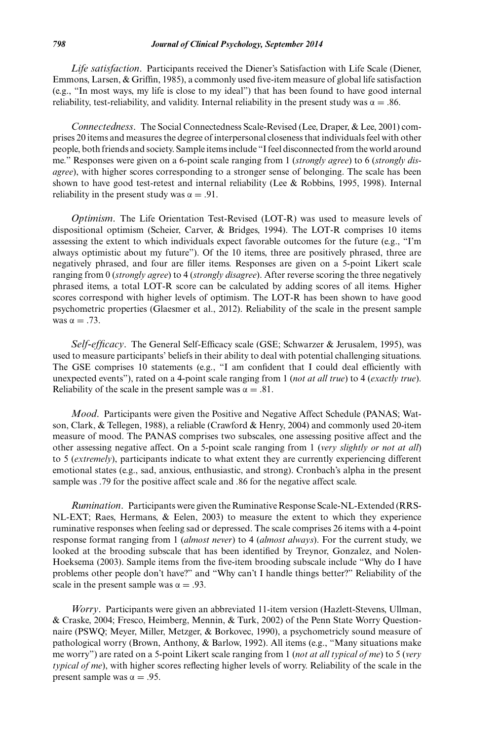*Life satisfaction*. Participants received the Diener's Satisfaction with Life Scale (Diener, Emmons, Larsen, & Griffin, 1985), a commonly used five-item measure of global life satisfaction (e.g., "In most ways, my life is close to my ideal") that has been found to have good internal reliability, test-reliability, and validity. Internal reliability in the present study was $\alpha = .86$.

*Connectedness*. The Social Connectedness Scale-Revised (Lee, Draper, & Lee, 2001) comprises 20 items and measures the degree of interpersonal closeness that individuals feel with other people, both friends and society. Sample items include "I feel disconnected from the world around me." Responses were given on a 6-point scale ranging from 1 (*strongly agree*) to 6 (*strongly disagree*), with higher scores corresponding to a stronger sense of belonging. The scale has been shown to have good test-retest and internal reliability (Lee & Robbins, 1995, 1998). Internal reliability in the present study was $\alpha = .91$.

*Optimism*. The Life Orientation Test-Revised (LOT-R) was used to measure levels of dispositional optimism (Scheier, Carver, & Bridges, 1994). The LOT-R comprises 10 items assessing the extent to which individuals expect favorable outcomes for the future (e.g., "I'm always optimistic about my future"). Of the 10 items, three are positively phrased, three are negatively phrased, and four are filler items. Responses are given on a 5-point Likert scale ranging from 0 (*strongly agree*) to 4 (*strongly disagree*). After reverse scoring the three negatively phrased items, a total LOT-R score can be calculated by adding scores of all items. Higher scores correspond with higher levels of optimism. The LOT-R has been shown to have good psychometric properties (Glaesmer et al., 2012). Reliability of the scale in the present sample was $\alpha = .73$.

*Self-efficacy*. The General Self-Efficacy scale (GSE; Schwarzer & Jerusalem, 1995), was used to measure participants' beliefs in their ability to deal with potential challenging situations. The GSE comprises 10 statements (e.g., "I am confident that I could deal efficiently with unexpected events"), rated on a 4-point scale ranging from 1 (*not at all true*) to 4 (*exactly true*). Reliability of the scale in the present sample was $\alpha = .81$.

*Mood*. Participants were given the Positive and Negative Affect Schedule (PANAS; Watson, Clark, & Tellegen, 1988), a reliable (Crawford & Henry, 2004) and commonly used 20-item measure of mood. The PANAS comprises two subscales, one assessing positive affect and the other assessing negative affect. On a 5-point scale ranging from 1 (*very slightly or not at all*) to 5 (*extremely*), participants indicate to what extent they are currently experiencing different emotional states (e.g., sad, anxious, enthusiastic, and strong). Cronbach's alpha in the present sample was .79 for the positive affect scale and .86 for the negative affect scale.

*Rumination*. Participants were given the Ruminative Response Scale-NL-Extended (RRS-NL-EXT; Raes, Hermans, & Eelen, 2003) to measure the extent to which they experience ruminative responses when feeling sad or depressed. The scale comprises 26 items with a 4-point response format ranging from 1 (*almost never*) to 4 (*almost always*). For the current study, we looked at the brooding subscale that has been identified by Treynor, Gonzalez, and Nolen-Hoeksema (2003). Sample items from the five-item brooding subscale include "Why do I have problems other people don't have?" and "Why can't I handle things better?" Reliability of the scale in the present sample was $\alpha = .93$.

*Worry*. Participants were given an abbreviated 11-item version (Hazlett-Stevens, Ullman, & Craske, 2004; Fresco, Heimberg, Mennin, & Turk, 2002) of the Penn State Worry Questionnaire (PSWQ; Meyer, Miller, Metzger, & Borkovec, 1990), a psychometricly sound measure of pathological worry (Brown, Anthony, & Barlow, 1992). All items (e.g., "Many situations make me worry") are rated on a 5-point Likert scale ranging from 1 (*not at all typical of me*) to 5 (*very typical of me*), with higher scores reflecting higher levels of worry. Reliability of the scale in the present sample was $\alpha = .95$.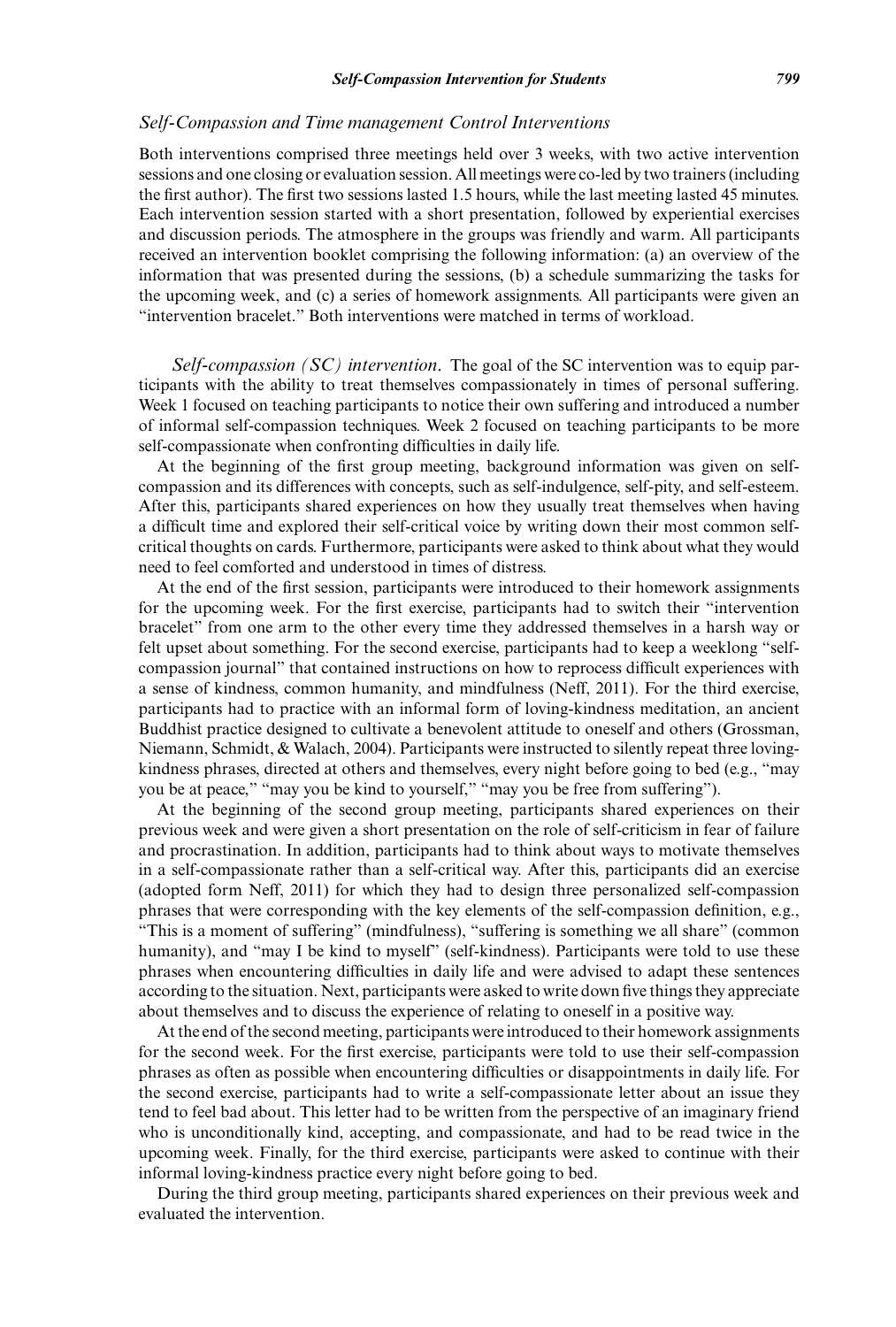### *Self-Compassion and Time management Control Interventions*

Both interventions comprised three meetings held over 3 weeks, with two active intervention sessions and one closing or evaluation session. All meetings were co-led by two trainers (including the first author). The first two sessions lasted 1.5 hours, while the last meeting lasted 45 minutes. Each intervention session started with a short presentation, followed by experiential exercises and discussion periods. The atmosphere in the groups was friendly and warm. All participants received an intervention booklet comprising the following information: (a) an overview of the information that was presented during the sessions, (b) a schedule summarizing the tasks for the upcoming week, and (c) a series of homework assignments. All participants were given an "intervention bracelet." Both interventions were matched in terms of workload.

*Self-compassion (SC) intervention*. The goal of the SC intervention was to equip participants with the ability to treat themselves compassionately in times of personal suffering. Week 1 focused on teaching participants to notice their own suffering and introduced a number of informal self-compassion techniques. Week 2 focused on teaching participants to be more self-compassionate when confronting difficulties in daily life.

At the beginning of the first group meeting, background information was given on self-compassion and its differences with concepts, such as self-indulgence, self-pity, and self-esteem. After this, participants shared experiences on how they usually treat themselves when having a difficult time and explored their self-critical voice by writing down their most common self-critical thoughts on cards. Furthermore, participants were asked to think about what they would need to feel comforted and understood in times of distress.

At the end of the first session, participants were introduced to their homework assignments for the upcoming week. For the first exercise, participants had to switch their "intervention bracelet" from one arm to the other every time they addressed themselves in a harsh way or felt upset about something. For the second exercise, participants had to keep a weeklong "self-compassion journal" that contained instructions on how to reprocess difficult experiences with a sense of kindness, common humanity, and mindfulness (Neff, 2011). For the third exercise, participants had to practice with an informal form of loving-kindness meditation, an ancient Buddhist practice designed to cultivate a benevolent attitude to oneself and others (Grossman, Niemann, Schmidt, & Walach, 2004). Participants were instructed to silently repeat three loving-kindness phrases, directed at others and themselves, every night before going to bed (e.g., "may you be at peace," "may you be kind to yourself," "may you be free from suffering").

At the beginning of the second group meeting, participants shared experiences on their previous week and were given a short presentation on the role of self-criticism in fear of failure and procrastination. In addition, participants had to think about ways to motivate themselves in a self-compassionate rather than a self-critical way. After this, participants did an exercise (adopted form Neff, 2011) for which they had to design three personalized self-compassion phrases that were corresponding with the key elements of the self-compassion definition, e.g., "This is a moment of suffering" (mindfulness), "suffering is something we all share" (common humanity), and "may I be kind to myself" (self-kindness). Participants were told to use these phrases when encountering difficulties in daily life and were advised to adapt these sentences according to the situation. Next, participants were asked to write down five things they appreciate about themselves and to discuss the experience of relating to oneself in a positive way.

At the end of the second meeting, participants were introduced to their homework assignments for the second week. For the first exercise, participants were told to use their self-compassion phrases as often as possible when encountering difficulties or disappointments in daily life. For the second exercise, participants had to write a self-compassionate letter about an issue they tend to feel bad about. This letter had to be written from the perspective of an imaginary friend who is unconditionally kind, accepting, and compassionate, and had to be read twice in the upcoming week. Finally, for the third exercise, participants were asked to continue with their informal loving-kindness practice every night before going to bed.

During the third group meeting, participants shared experiences on their previous week and evaluated the intervention.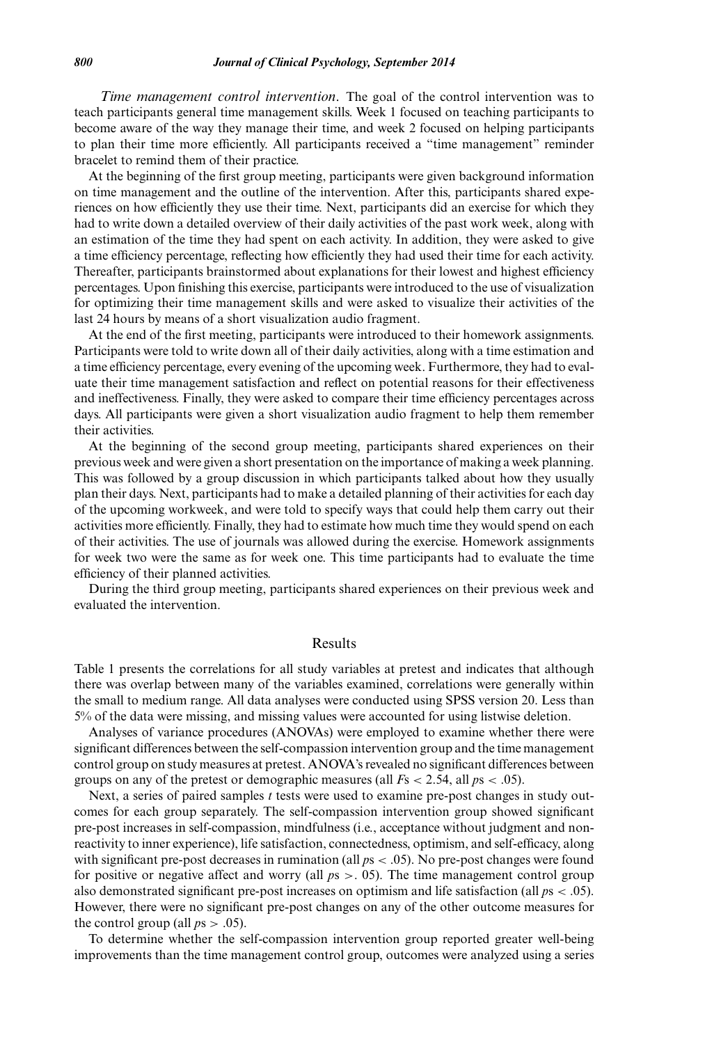*Time management control intervention*. The goal of the control intervention was to teach participants general time management skills. Week 1 focused on teaching participants to become aware of the way they manage their time, and week 2 focused on helping participants to plan their time more efficiently. All participants received a "time management" reminder bracelet to remind them of their practice.

At the beginning of the first group meeting, participants were given background information on time management and the outline of the intervention. After this, participants shared experiences on how efficiently they use their time. Next, participants did an exercise for which they had to write down a detailed overview of their daily activities of the past work week, along with an estimation of the time they had spent on each activity. In addition, they were asked to give a time efficiency percentage, reflecting how efficiently they had used their time for each activity. Thereafter, participants brainstormed about explanations for their lowest and highest efficiency percentages. Upon finishing this exercise, participants were introduced to the use of visualization for optimizing their time management skills and were asked to visualize their activities of the last 24 hours by means of a short visualization audio fragment.

At the end of the first meeting, participants were introduced to their homework assignments. Participants were told to write down all of their daily activities, along with a time estimation and a time efficiency percentage, every evening of the upcoming week. Furthermore, they had to evaluate their time management satisfaction and reflect on potential reasons for their effectiveness and ineffectiveness. Finally, they were asked to compare their time efficiency percentages across days. All participants were given a short visualization audio fragment to help them remember their activities.

At the beginning of the second group meeting, participants shared experiences on their previous week and were given a short presentation on the importance of making a week planning. This was followed by a group discussion in which participants talked about how they usually plan their days. Next, participants had to make a detailed planning of their activities for each day of the upcoming workweek, and were told to specify ways that could help them carry out their activities more efficiently. Finally, they had to estimate how much time they would spend on each of their activities. The use of journals was allowed during the exercise. Homework assignments for week two were the same as for week one. This time participants had to evaluate the time efficiency of their planned activities.

During the third group meeting, participants shared experiences on their previous week and evaluated the intervention.

## Results

Table 1 presents the correlations for all study variables at pretest and indicates that although there was overlap between many of the variables examined, correlations were generally within the small to medium range. All data analyses were conducted using SPSS version 20. Less than 5% of the data were missing, and missing values were accounted for using listwise deletion.

Analyses of variance procedures (ANOVAs) were employed to examine whether there were significant differences between the self-compassion intervention group and the time management control group on study measures at pretest. ANOVA's revealed no significant differences between groups on any of the pretest or demographic measures (all $F$s $< 2.54$, all $p$s $< .05$).

Next, a series of paired samples $t$ tests were used to examine pre-post changes in study outcomes for each group separately. The self-compassion intervention group showed significant pre-post increases in self-compassion, mindfulness (i.e., acceptance without judgment and non-reactivity to inner experience), life satisfaction, connectedness, optimism, and self-efficacy, along with significant pre-post decreases in rumination (all $p$s $< .05$). No pre-post changes were found for positive or negative affect and worry (all $p$s $>$. 05). The time management control group also demonstrated significant pre-post increases on optimism and life satisfaction (all $p$s $< .05$). However, there were no significant pre-post changes on any of the other outcome measures for the control group (all $p$s $> .05$).

To determine whether the self-compassion intervention group reported greater well-being improvements than the time management control group, outcomes were analyzed using a series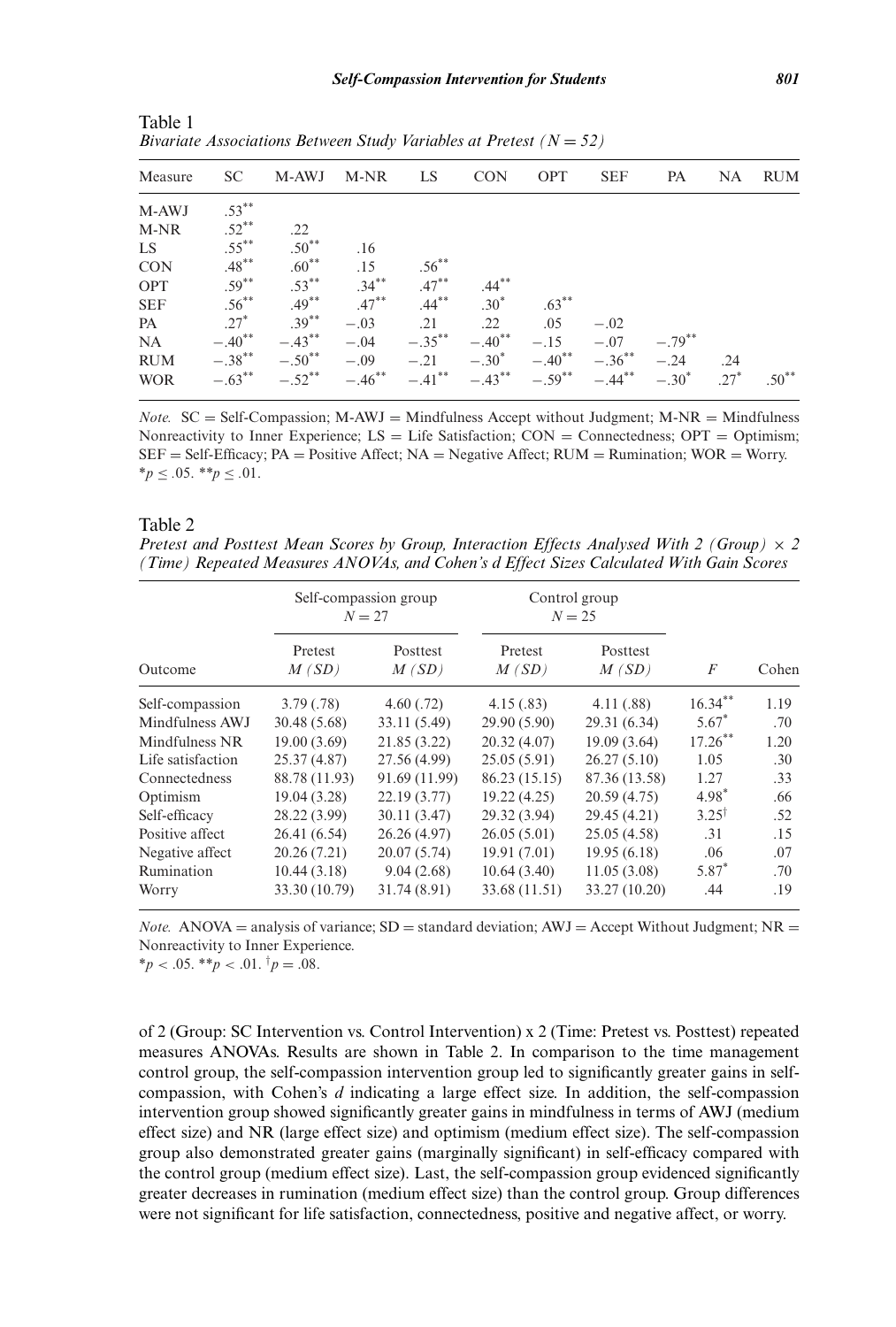Table 1
*Bivariate Associations Between Study Variables at Pretest ($N = 52$)*

| Measure | SC | M-AWJ | M-NR | LS | CON | OPT | SEF | PA | NA | RUM |
|---|---|---|---|---|---|---|---|---|---|---|
| M-AWJ | .53** | | | | | | | | | |
| M-NR | .52** | .22 | | | | | | | | |
| LS | .55** | .50** | .16 | | | | | | | |
| CON | .48** | .60** | .15 | .56** | | | | | | |
| OPT | .59** | .53** | .34** | .47** | .44** | | | | | |
| SEF | .56** | .49** | .47** | .44** | .30* | .63** | | | | |
| PA | .27* | .39** | −.03 | .21 | .22 | .05 | −.02 | | | |
| NA | −.40** | −.43** | −.04 | −.35** | −.40** | −.15 | −.07 | −.79** | | |
| RUM | −.38** | −.50** | −.09 | −.21 | −.30* | −.40** | −.36** | −.24 | .24 | |
| WOR | −.63** | −.52** | −.46** | −.41** | −.43** | −.59** | −.44** | −.30* | .27* | .50** |

*Note.* SC = Self-Compassion; M-AWJ = Mindfulness Accept without Judgment; M-NR = Mindfulness Nonreactivity to Inner Experience; LS = Life Satisfaction; CON = Connectedness; OPT = Optimism; SEF = Self-Efficacy; PA = Positive Affect; NA = Negative Affect; RUM = Rumination; WOR = Worry. *$p \leq .05$. **$p \leq .01$.

Table 2
*Pretest and Posttest Mean Scores by Group, Interaction Effects Analysed With 2 (Group) × 2 (Time) Repeated Measures ANOVAs, and Cohen's d Effect Sizes Calculated With Gain Scores*

| | Self-compassion group $N = 27$ | | Control group $N = 25$ | | | |
|---|---|---|---|---|---|---|
| Outcome | Pretest $M$ ($SD$) | Posttest $M$ ($SD$) | Pretest $M$ ($SD$) | Posttest $M$ ($SD$) | $F$ | Cohen |
| Self-compassion | 3.79 (.78) | 4.60 (.72) | 4.15 (.83) | 4.11 (.88) | 16.34** | 1.19 |
| Mindfulness AWJ | 30.48 (5.68) | 33.11 (5.49) | 29.90 (5.90) | 29.31 (6.34) | 5.67* | .70 |
| Mindfulness NR | 19.00 (3.69) | 21.85 (3.22) | 20.32 (4.07) | 19.09 (3.64) | 17.26** | 1.20 |
| Life satisfaction | 25.37 (4.87) | 27.56 (4.99) | 25.05 (5.91) | 26.27 (5.10) | 1.05 | .30 |
| Connectedness | 88.78 (11.93) | 91.69 (11.99) | 86.23 (15.15) | 87.36 (13.58) | 1.27 | .33 |
| Optimism | 19.04 (3.28) | 22.19 (3.77) | 19.22 (4.25) | 20.59 (4.75) | 4.98* | .66 |
| Self-efficacy | 28.22 (3.99) | 30.11 (3.47) | 29.32 (3.94) | 29.45 (4.21) | 3.25† | .52 |
| Positive affect | 26.41 (6.54) | 26.26 (4.97) | 26.05 (5.01) | 25.05 (4.58) | .31 | .15 |
| Negative affect | 20.26 (7.21) | 20.07 (5.74) | 19.91 (7.01) | 19.95 (6.18) | .06 | .07 |
| Rumination | 10.44 (3.18) | 9.04 (2.68) | 10.64 (3.40) | 11.05 (3.08) | 5.87* | .70 |
| Worry | 33.30 (10.79) | 31.74 (8.91) | 33.68 (11.51) | 33.27 (10.20) | .44 | .19 |

*Note.* ANOVA = analysis of variance; SD = standard deviation; AWJ = Accept Without Judgment; NR = Nonreactivity to Inner Experience.
*$p < .05$. **$p < .01$. †$p = .08$.

of 2 (Group: SC Intervention vs. Control Intervention) x 2 (Time: Pretest vs. Posttest) repeated measures ANOVAs. Results are shown in Table 2. In comparison to the time management control group, the self-compassion intervention group led to significantly greater gains in self-compassion, with Cohen's *d* indicating a large effect size. In addition, the self-compassion intervention group showed significantly greater gains in mindfulness in terms of AWJ (medium effect size) and NR (large effect size) and optimism (medium effect size). The self-compassion group also demonstrated greater gains (marginally significant) in self-efficacy compared with the control group (medium effect size). Last, the self-compassion group evidenced significantly greater decreases in rumination (medium effect size) than the control group. Group differences were not significant for life satisfaction, connectedness, positive and negative affect, or worry.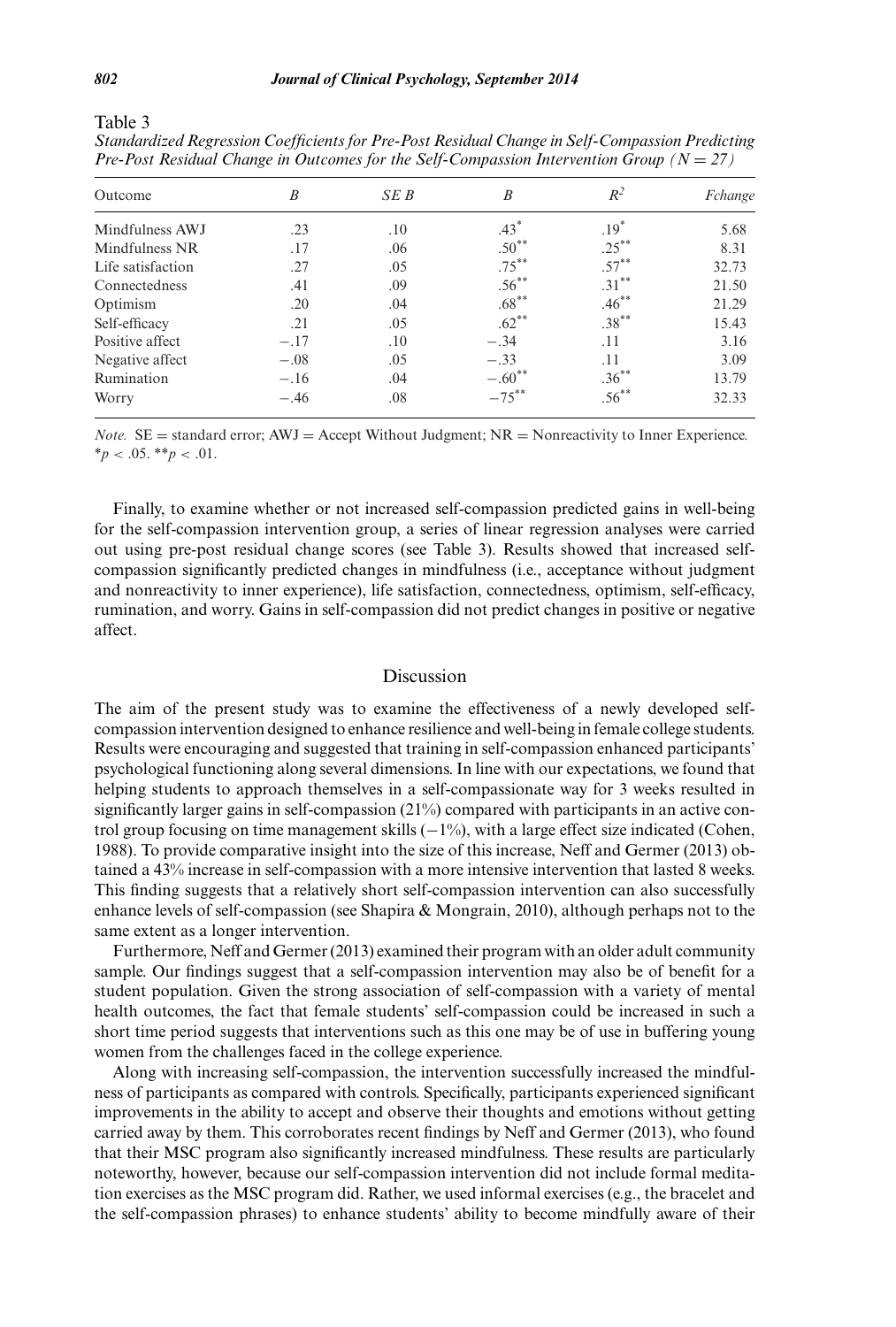Table 3

*Standardized Regression Coefficients for Pre-Post Residual Change in Self-Compassion Predicting Pre-Post Residual Change in Outcomes for the Self-Compassion Intervention Group ($N = 27$)*

| Outcome | $B$ | $SE\ B$ | $B$ | $R^2$ | $F change$ |
|---|---|---|---|---|---|
| Mindfulness AWJ | .23 | .10 | $.43^{*}$ | $.19^{*}$ | 5.68 |
| Mindfulness NR | .17 | .06 | $.50^{**}$ | $.25^{**}$ | 8.31 |
| Life satisfaction | .27 | .05 | $.75^{**}$ | $.57^{**}$ | 32.73 |
| Connectedness | .41 | .09 | $.56^{**}$ | $.31^{**}$ | 21.50 |
| Optimism | .20 | .04 | $.68^{**}$ | $.46^{**}$ | 21.29 |
| Self-efficacy | .21 | .05 | $.62^{**}$ | $.38^{**}$ | 15.43 |
| Positive affect | −.17 | .10 | −.34 | .11 | 3.16 |
| Negative affect | −.08 | .05 | −.33 | .11 | 3.09 |
| Rumination | −.16 | .04 | $-.60^{**}$ | $.36^{**}$ | 13.79 |
| Worry | −.46 | .08 | $-75^{**}$ | $.56^{**}$ | 32.33 |

*Note.* SE = standard error; AWJ = Accept Without Judgment; NR = Nonreactivity to Inner Experience. $^{*}p < .05$. $^{**}p < .01$.

Finally, to examine whether or not increased self-compassion predicted gains in well-being for the self-compassion intervention group, a series of linear regression analyses were carried out using pre-post residual change scores (see Table 3). Results showed that increased self-compassion significantly predicted changes in mindfulness (i.e., acceptance without judgment and nonreactivity to inner experience), life satisfaction, connectedness, optimism, self-efficacy, rumination, and worry. Gains in self-compassion did not predict changes in positive or negative affect.

## Discussion

The aim of the present study was to examine the effectiveness of a newly developed self-compassion intervention designed to enhance resilience and well-being in female college students. Results were encouraging and suggested that training in self-compassion enhanced participants' psychological functioning along several dimensions. In line with our expectations, we found that helping students to approach themselves in a self-compassionate way for 3 weeks resulted in significantly larger gains in self-compassion (21%) compared with participants in an active control group focusing on time management skills (−1%), with a large effect size indicated (Cohen, 1988). To provide comparative insight into the size of this increase, Neff and Germer (2013) obtained a 43% increase in self-compassion with a more intensive intervention that lasted 8 weeks. This finding suggests that a relatively short self-compassion intervention can also successfully enhance levels of self-compassion (see Shapira & Mongrain, 2010), although perhaps not to the same extent as a longer intervention.

Furthermore, Neff and Germer (2013) examined their program with an older adult community sample. Our findings suggest that a self-compassion intervention may also be of benefit for a student population. Given the strong association of self-compassion with a variety of mental health outcomes, the fact that female students' self-compassion could be increased in such a short time period suggests that interventions such as this one may be of use in buffering young women from the challenges faced in the college experience.

Along with increasing self-compassion, the intervention successfully increased the mindfulness of participants as compared with controls. Specifically, participants experienced significant improvements in the ability to accept and observe their thoughts and emotions without getting carried away by them. This corroborates recent findings by Neff and Germer (2013), who found that their MSC program also significantly increased mindfulness. These results are particularly noteworthy, however, because our self-compassion intervention did not include formal meditation exercises as the MSC program did. Rather, we used informal exercises (e.g., the bracelet and the self-compassion phrases) to enhance students' ability to become mindfully aware of their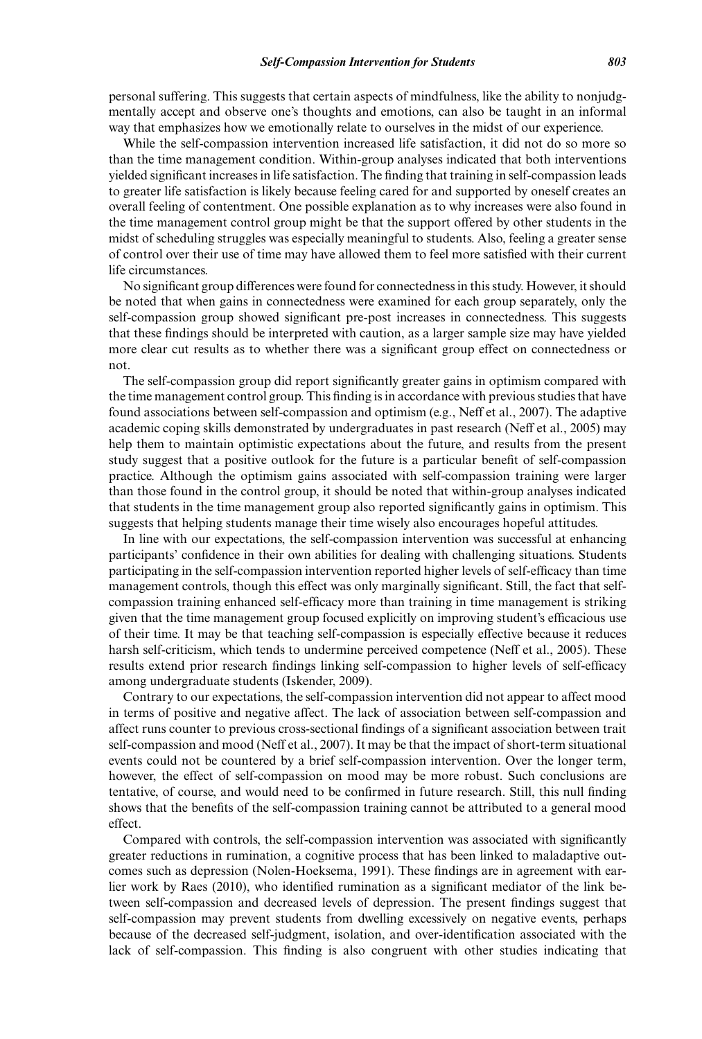personal suffering. This suggests that certain aspects of mindfulness, like the ability to nonjudgmentally accept and observe one's thoughts and emotions, can also be taught in an informal way that emphasizes how we emotionally relate to ourselves in the midst of our experience.

While the self-compassion intervention increased life satisfaction, it did not do so more so than the time management condition. Within-group analyses indicated that both interventions yielded significant increases in life satisfaction. The finding that training in self-compassion leads to greater life satisfaction is likely because feeling cared for and supported by oneself creates an overall feeling of contentment. One possible explanation as to why increases were also found in the time management control group might be that the support offered by other students in the midst of scheduling struggles was especially meaningful to students. Also, feeling a greater sense of control over their use of time may have allowed them to feel more satisfied with their current life circumstances.

No significant group differences were found for connectedness in this study. However, it should be noted that when gains in connectedness were examined for each group separately, only the self-compassion group showed significant pre-post increases in connectedness. This suggests that these findings should be interpreted with caution, as a larger sample size may have yielded more clear cut results as to whether there was a significant group effect on connectedness or not.

The self-compassion group did report significantly greater gains in optimism compared with the time management control group. This finding is in accordance with previous studies that have found associations between self-compassion and optimism (e.g., Neff et al., 2007). The adaptive academic coping skills demonstrated by undergraduates in past research (Neff et al., 2005) may help them to maintain optimistic expectations about the future, and results from the present study suggest that a positive outlook for the future is a particular benefit of self-compassion practice. Although the optimism gains associated with self-compassion training were larger than those found in the control group, it should be noted that within-group analyses indicated that students in the time management group also reported significantly gains in optimism. This suggests that helping students manage their time wisely also encourages hopeful attitudes.

In line with our expectations, the self-compassion intervention was successful at enhancing participants' confidence in their own abilities for dealing with challenging situations. Students participating in the self-compassion intervention reported higher levels of self-efficacy than time management controls, though this effect was only marginally significant. Still, the fact that self-compassion training enhanced self-efficacy more than training in time management is striking given that the time management group focused explicitly on improving student's efficacious use of their time. It may be that teaching self-compassion is especially effective because it reduces harsh self-criticism, which tends to undermine perceived competence (Neff et al., 2005). These results extend prior research findings linking self-compassion to higher levels of self-efficacy among undergraduate students (Iskender, 2009).

Contrary to our expectations, the self-compassion intervention did not appear to affect mood in terms of positive and negative affect. The lack of association between self-compassion and affect runs counter to previous cross-sectional findings of a significant association between trait self-compassion and mood (Neff et al., 2007). It may be that the impact of short-term situational events could not be countered by a brief self-compassion intervention. Over the longer term, however, the effect of self-compassion on mood may be more robust. Such conclusions are tentative, of course, and would need to be confirmed in future research. Still, this null finding shows that the benefits of the self-compassion training cannot be attributed to a general mood effect.

Compared with controls, the self-compassion intervention was associated with significantly greater reductions in rumination, a cognitive process that has been linked to maladaptive outcomes such as depression (Nolen-Hoeksema, 1991). These findings are in agreement with earlier work by Raes (2010), who identified rumination as a significant mediator of the link between self-compassion and decreased levels of depression. The present findings suggest that self-compassion may prevent students from dwelling excessively on negative events, perhaps because of the decreased self-judgment, isolation, and over-identification associated with the lack of self-compassion. This finding is also congruent with other studies indicating that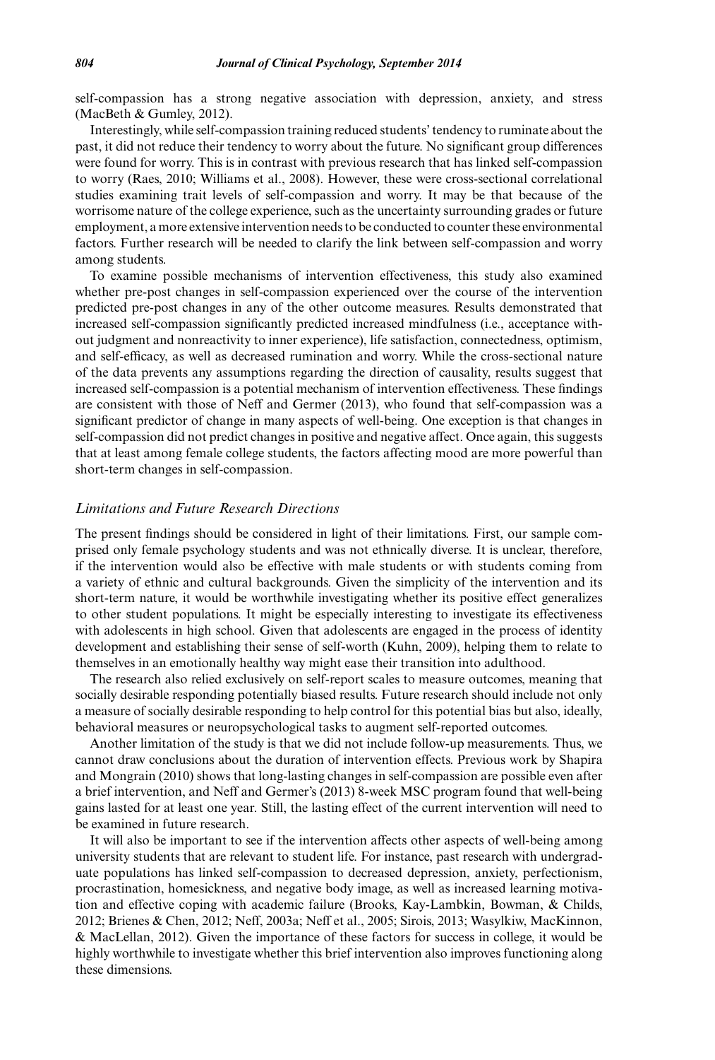self-compassion has a strong negative association with depression, anxiety, and stress (MacBeth & Gumley, 2012).

Interestingly, while self-compassion training reduced students' tendency to ruminate about the past, it did not reduce their tendency to worry about the future. No significant group differences were found for worry. This is in contrast with previous research that has linked self-compassion to worry (Raes, 2010; Williams et al., 2008). However, these were cross-sectional correlational studies examining trait levels of self-compassion and worry. It may be that because of the worrisome nature of the college experience, such as the uncertainty surrounding grades or future employment, a more extensive intervention needs to be conducted to counter these environmental factors. Further research will be needed to clarify the link between self-compassion and worry among students.

To examine possible mechanisms of intervention effectiveness, this study also examined whether pre-post changes in self-compassion experienced over the course of the intervention predicted pre-post changes in any of the other outcome measures. Results demonstrated that increased self-compassion significantly predicted increased mindfulness (i.e., acceptance without judgment and nonreactivity to inner experience), life satisfaction, connectedness, optimism, and self-efficacy, as well as decreased rumination and worry. While the cross-sectional nature of the data prevents any assumptions regarding the direction of causality, results suggest that increased self-compassion is a potential mechanism of intervention effectiveness. These findings are consistent with those of Neff and Germer (2013), who found that self-compassion was a significant predictor of change in many aspects of well-being. One exception is that changes in self-compassion did not predict changes in positive and negative affect. Once again, this suggests that at least among female college students, the factors affecting mood are more powerful than short-term changes in self-compassion.

### *Limitations and Future Research Directions*

The present findings should be considered in light of their limitations. First, our sample comprised only female psychology students and was not ethnically diverse. It is unclear, therefore, if the intervention would also be effective with male students or with students coming from a variety of ethnic and cultural backgrounds. Given the simplicity of the intervention and its short-term nature, it would be worthwhile investigating whether its positive effect generalizes to other student populations. It might be especially interesting to investigate its effectiveness with adolescents in high school. Given that adolescents are engaged in the process of identity development and establishing their sense of self-worth (Kuhn, 2009), helping them to relate to themselves in an emotionally healthy way might ease their transition into adulthood.

The research also relied exclusively on self-report scales to measure outcomes, meaning that socially desirable responding potentially biased results. Future research should include not only a measure of socially desirable responding to help control for this potential bias but also, ideally, behavioral measures or neuropsychological tasks to augment self-reported outcomes.

Another limitation of the study is that we did not include follow-up measurements. Thus, we cannot draw conclusions about the duration of intervention effects. Previous work by Shapira and Mongrain (2010) shows that long-lasting changes in self-compassion are possible even after a brief intervention, and Neff and Germer's (2013) 8-week MSC program found that well-being gains lasted for at least one year. Still, the lasting effect of the current intervention will need to be examined in future research.

It will also be important to see if the intervention affects other aspects of well-being among university students that are relevant to student life. For instance, past research with undergraduate populations has linked self-compassion to decreased depression, anxiety, perfectionism, procrastination, homesickness, and negative body image, as well as increased learning motivation and effective coping with academic failure (Brooks, Kay-Lambkin, Bowman, & Childs, 2012; Briénes & Chen, 2012; Neff, 2003a; Neff et al., 2005; Sirois, 2013; Wasylkiw, MacKinnon, & MacLellan, 2012). Given the importance of these factors for success in college, it would be highly worthwhile to investigate whether this brief intervention also improves functioning along these dimensions.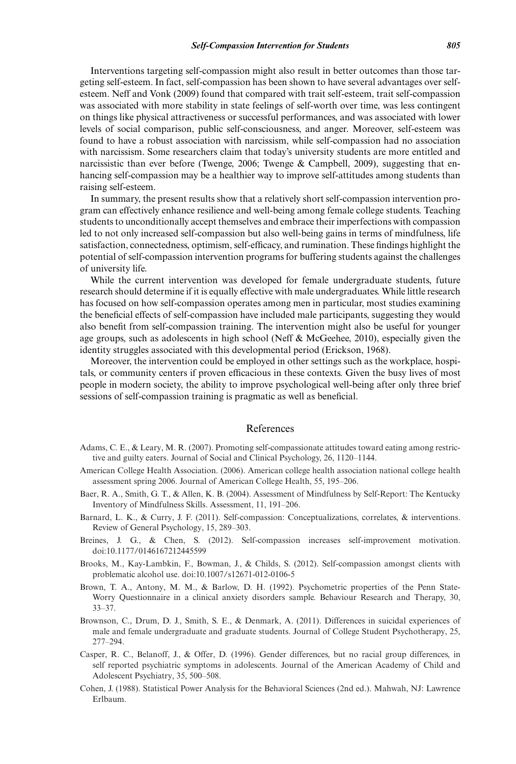Interventions targeting self-compassion might also result in better outcomes than those targeting self-esteem. In fact, self-compassion has been shown to have several advantages over self-esteem. Neff and Vonk (2009) found that compared with trait self-esteem, trait self-compassion was associated with more stability in state feelings of self-worth over time, was less contingent on things like physical attractiveness or successful performances, and was associated with lower levels of social comparison, public self-consciousness, and anger. Moreover, self-esteem was found to have a robust association with narcissism, while self-compassion had no association with narcissism. Some researchers claim that today's university students are more entitled and narcissistic than ever before (Twenge, 2006; Twenge & Campbell, 2009), suggesting that enhancing self-compassion may be a healthier way to improve self-attitudes among students than raising self-esteem.

In summary, the present results show that a relatively short self-compassion intervention program can effectively enhance resilience and well-being among female college students. Teaching students to unconditionally accept themselves and embrace their imperfections with compassion led to not only increased self-compassion but also well-being gains in terms of mindfulness, life satisfaction, connectedness, optimism, self-efficacy, and rumination. These findings highlight the potential of self-compassion intervention programs for buffering students against the challenges of university life.

While the current intervention was developed for female undergraduate students, future research should determine if it is equally effective with male undergraduates. While little research has focused on how self-compassion operates among men in particular, most studies examining the beneficial effects of self-compassion have included male participants, suggesting they would also benefit from self-compassion training. The intervention might also be useful for younger age groups, such as adolescents in high school (Neff & McGeehee, 2010), especially given the identity struggles associated with this developmental period (Erickson, 1968).

Moreover, the intervention could be employed in other settings such as the workplace, hospitals, or community centers if proven efficacious in these contexts. Given the busy lives of most people in modern society, the ability to improve psychological well-being after only three brief sessions of self-compassion training is pragmatic as well as beneficial.

## References

Adams, C. E., & Leary, M. R. (2007). Promoting self-compassionate attitudes toward eating among restrictive and guilty eaters. Journal of Social and Clinical Psychology, 26, 1120–1144.

American College Health Association. (2006). American college health association national college health assessment spring 2006. Journal of American College Health, 55, 195–206.

Baer, R. A., Smith, G. T., & Allen, K. B. (2004). Assessment of Mindfulness by Self-Report: The Kentucky Inventory of Mindfulness Skills. Assessment, 11, 191–206.

Barnard, L. K., & Curry, J. F. (2011). Self-compassion: Conceptualizations, correlates, & interventions. Review of General Psychology, 15, 289–303.

Breines, J. G., & Chen, S. (2012). Self-compassion increases self-improvement motivation. doi:10.1177/0146167212445599

Brooks, M., Kay-Lambkin, F., Bowman, J., & Childs, S. (2012). Self-compassion amongst clients with problematic alcohol use. doi:10.1007/s12671-012-0106-5

Brown, T. A., Antony, M. M., & Barlow, D. H. (1992). Psychometric properties of the Penn State-Worry Questionnaire in a clinical anxiety disorders sample. Behaviour Research and Therapy, 30, 33–37.

Brownson, C., Drum, D. J., Smith, S. E., & Denmark, A. (2011). Differences in suicidal experiences of male and female undergraduate and graduate students. Journal of College Student Psychotherapy, 25, 277–294.

Casper, R. C., Belanoff, J., & Offer, D. (1996). Gender differences, but no racial group differences, in self reported psychiatric symptoms in adolescents. Journal of the American Academy of Child and Adolescent Psychiatry, 35, 500–508.

Cohen, J. (1988). Statistical Power Analysis for the Behavioral Sciences (2nd ed.). Mahwah, NJ: Lawrence Erlbaum.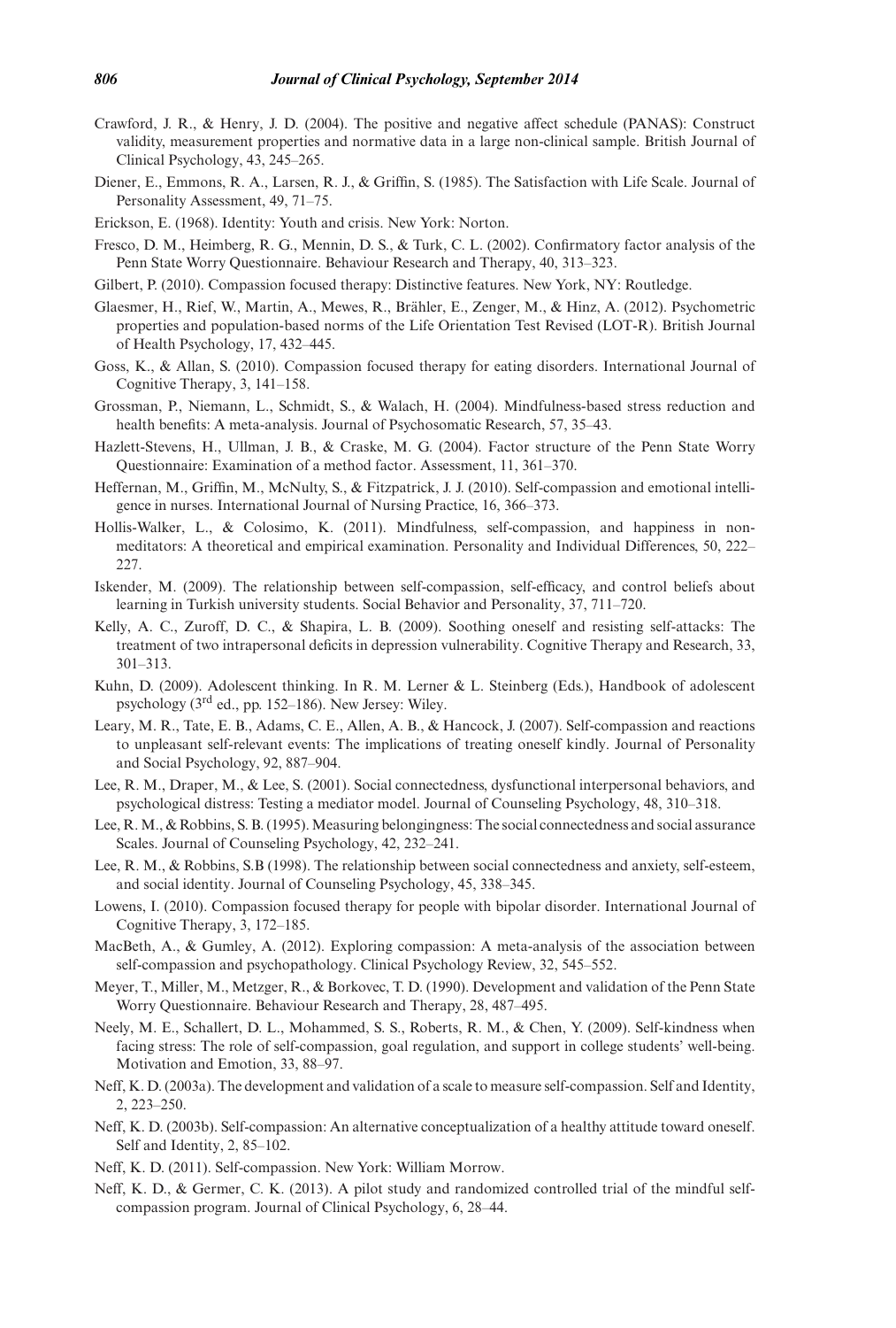Crawford, J. R., & Henry, J. D. (2004). The positive and negative affect schedule (PANAS): Construct validity, measurement properties and normative data in a large non-clinical sample. British Journal of Clinical Psychology, 43, 245–265.

Diener, E., Emmons, R. A., Larsen, R. J., & Griffin, S. (1985). The Satisfaction with Life Scale. Journal of Personality Assessment, 49, 71–75.

Erickson, E. (1968). Identity: Youth and crisis. New York: Norton.

Fresco, D. M., Heimberg, R. G., Mennin, D. S., & Turk, C. L. (2002). Confirmatory factor analysis of the Penn State Worry Questionnaire. Behaviour Research and Therapy, 40, 313–323.

Gilbert, P. (2010). Compassion focused therapy: Distinctive features. New York, NY: Routledge.

Glaesmer, H., Rief, W., Martin, A., Mewes, R., Brähler, E., Zenger, M., & Hinz, A. (2012). Psychometric properties and population-based norms of the Life Orientation Test Revised (LOT-R). British Journal of Health Psychology, 17, 432–445.

Goss, K., & Allan, S. (2010). Compassion focused therapy for eating disorders. International Journal of Cognitive Therapy, 3, 141–158.

Grossman, P., Niemann, L., Schmidt, S., & Walach, H. (2004). Mindfulness-based stress reduction and health benefits: A meta-analysis. Journal of Psychosomatic Research, 57, 35–43.

Hazlett-Stevens, H., Ullman, J. B., & Craske, M. G. (2004). Factor structure of the Penn State Worry Questionnaire: Examination of a method factor. Assessment, 11, 361–370.

Heffernan, M., Griffin, M., McNulty, S., & Fitzpatrick, J. J. (2010). Self-compassion and emotional intelligence in nurses. International Journal of Nursing Practice, 16, 366–373.

Hollis-Walker, L., & Colosimo, K. (2011). Mindfulness, self-compassion, and happiness in non-meditators: A theoretical and empirical examination. Personality and Individual Differences, 50, 222–227.

Iskender, M. (2009). The relationship between self-compassion, self-efficacy, and control beliefs about learning in Turkish university students. Social Behavior and Personality, 37, 711–720.

Kelly, A. C., Zuroff, D. C., & Shapira, L. B. (2009). Soothing oneself and resisting self-attacks: The treatment of two intrapersonal deficits in depression vulnerability. Cognitive Therapy and Research, 33, 301–313.

Kuhn, D. (2009). Adolescent thinking. In R. M. Lerner & L. Steinberg (Eds.), Handbook of adolescent psychology (3rd ed., pp. 152–186). New Jersey: Wiley.

Leary, M. R., Tate, E. B., Adams, C. E., Allen, A. B., & Hancock, J. (2007). Self-compassion and reactions to unpleasant self-relevant events: The implications of treating oneself kindly. Journal of Personality and Social Psychology, 92, 887–904.

Lee, R. M., Draper, M., & Lee, S. (2001). Social connectedness, dysfunctional interpersonal behaviors, and psychological distress: Testing a mediator model. Journal of Counseling Psychology, 48, 310–318.

Lee, R. M., & Robbins, S. B. (1995). Measuring belongingness: The social connectedness and social assurance Scales. Journal of Counseling Psychology, 42, 232–241.

Lee, R. M., & Robbins, S.B (1998). The relationship between social connectedness and anxiety, self-esteem, and social identity. Journal of Counseling Psychology, 45, 338–345.

Lowens, I. (2010). Compassion focused therapy for people with bipolar disorder. International Journal of Cognitive Therapy, 3, 172–185.

MacBeth, A., & Gumley, A. (2012). Exploring compassion: A meta-analysis of the association between self-compassion and psychopathology. Clinical Psychology Review, 32, 545–552.

Meyer, T., Miller, M., Metzger, R., & Borkovec, T. D. (1990). Development and validation of the Penn State Worry Questionnaire. Behaviour Research and Therapy, 28, 487–495.

Neely, M. E., Schallert, D. L., Mohammed, S. S., Roberts, R. M., & Chen, Y. (2009). Self-kindness when facing stress: The role of self-compassion, goal regulation, and support in college students' well-being. Motivation and Emotion, 33, 88–97.

Neff, K. D. (2003a). The development and validation of a scale to measure self-compassion. Self and Identity, 2, 223–250.

Neff, K. D. (2003b). Self-compassion: An alternative conceptualization of a healthy attitude toward oneself. Self and Identity, 2, 85–102.

Neff, K. D. (2011). Self-compassion. New York: William Morrow.

Neff, K. D., & Germer, C. K. (2013). A pilot study and randomized controlled trial of the mindful self-compassion program. Journal of Clinical Psychology, 6, 28–44.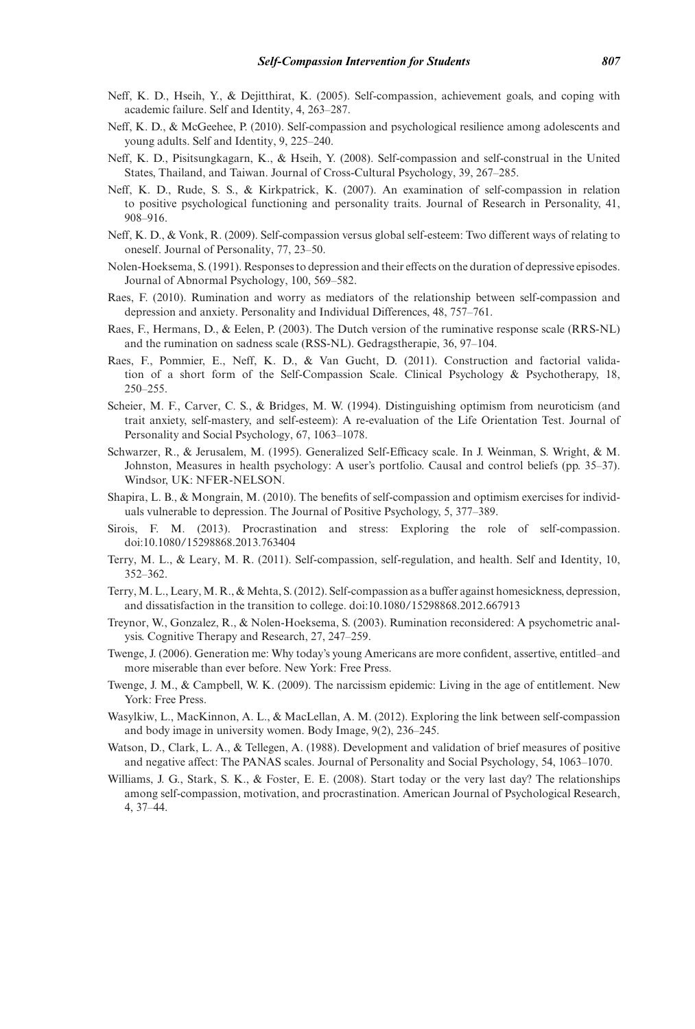Neff, K. D., Hseih, Y., & Dejitthirat, K. (2005). Self-compassion, achievement goals, and coping with academic failure. Self and Identity, 4, 263–287.

Neff, K. D., & McGeehee, P. (2010). Self-compassion and psychological resilience among adolescents and young adults. Self and Identity, 9, 225–240.

Neff, K. D., Pisitsungkagarn, K., & Hseih, Y. (2008). Self-compassion and self-construal in the United States, Thailand, and Taiwan. Journal of Cross-Cultural Psychology, 39, 267–285.

Neff, K. D., Rude, S. S., & Kirkpatrick, K. (2007). An examination of self-compassion in relation to positive psychological functioning and personality traits. Journal of Research in Personality, 41, 908–916.

Neff, K. D., & Vonk, R. (2009). Self-compassion versus global self-esteem: Two different ways of relating to oneself. Journal of Personality, 77, 23–50.

Nolen-Hoeksema, S. (1991). Responses to depression and their effects on the duration of depressive episodes. Journal of Abnormal Psychology, 100, 569–582.

Raes, F. (2010). Rumination and worry as mediators of the relationship between self-compassion and depression and anxiety. Personality and Individual Differences, 48, 757–761.

Raes, F., Hermans, D., & Eelen, P. (2003). The Dutch version of the ruminative response scale (RRS-NL) and the rumination on sadness scale (RSS-NL). Gedragstherapie, 36, 97–104.

Raes, F., Pommier, E., Neff, K. D., & Van Gucht, D. (2011). Construction and factorial validation of a short form of the Self-Compassion Scale. Clinical Psychology & Psychotherapy, 18, 250–255.

Scheier, M. F., Carver, C. S., & Bridges, M. W. (1994). Distinguishing optimism from neuroticism (and trait anxiety, self-mastery, and self-esteem): A re-evaluation of the Life Orientation Test. Journal of Personality and Social Psychology, 67, 1063–1078.

Schwarzer, R., & Jerusalem, M. (1995). Generalized Self-Efficacy scale. In J. Weinman, S. Wright, & M. Johnston, Measures in health psychology: A user's portfolio. Causal and control beliefs (pp. 35–37). Windsor, UK: NFER-NELSON.

Shapira, L. B., & Mongrain, M. (2010). The benefits of self-compassion and optimism exercises for individuals vulnerable to depression. The Journal of Positive Psychology, 5, 377–389.

Sirois, F. M. (2013). Procrastination and stress: Exploring the role of self-compassion. doi:10.1080/15298868.2013.763404

Terry, M. L., & Leary, M. R. (2011). Self-compassion, self-regulation, and health. Self and Identity, 10, 352–362.

Terry, M. L., Leary, M. R., & Mehta, S. (2012). Self-compassion as a buffer against homesickness, depression, and dissatisfaction in the transition to college. doi:10.1080/15298868.2012.667913

Treynor, W., Gonzalez, R., & Nolen-Hoeksema, S. (2003). Rumination reconsidered: A psychometric analysis. Cognitive Therapy and Research, 27, 247–259.

Twenge, J. (2006). Generation me: Why today's young Americans are more confident, assertive, entitled–and more miserable than ever before. New York: Free Press.

Twenge, J. M., & Campbell, W. K. (2009). The narcissism epidemic: Living in the age of entitlement. New York: Free Press.

Wasylkiw, L., MacKinnon, A. L., & MacLellan, A. M. (2012). Exploring the link between self-compassion and body image in university women. Body Image, 9(2), 236–245.

Watson, D., Clark, L. A., & Tellegen, A. (1988). Development and validation of brief measures of positive and negative affect: The PANAS scales. Journal of Personality and Social Psychology, 54, 1063–1070.

Williams, J. G., Stark, S. K., & Foster, E. E. (2008). Start today or the very last day? The relationships among self-compassion, motivation, and procrastination. American Journal of Psychological Research, 4, 37–44.